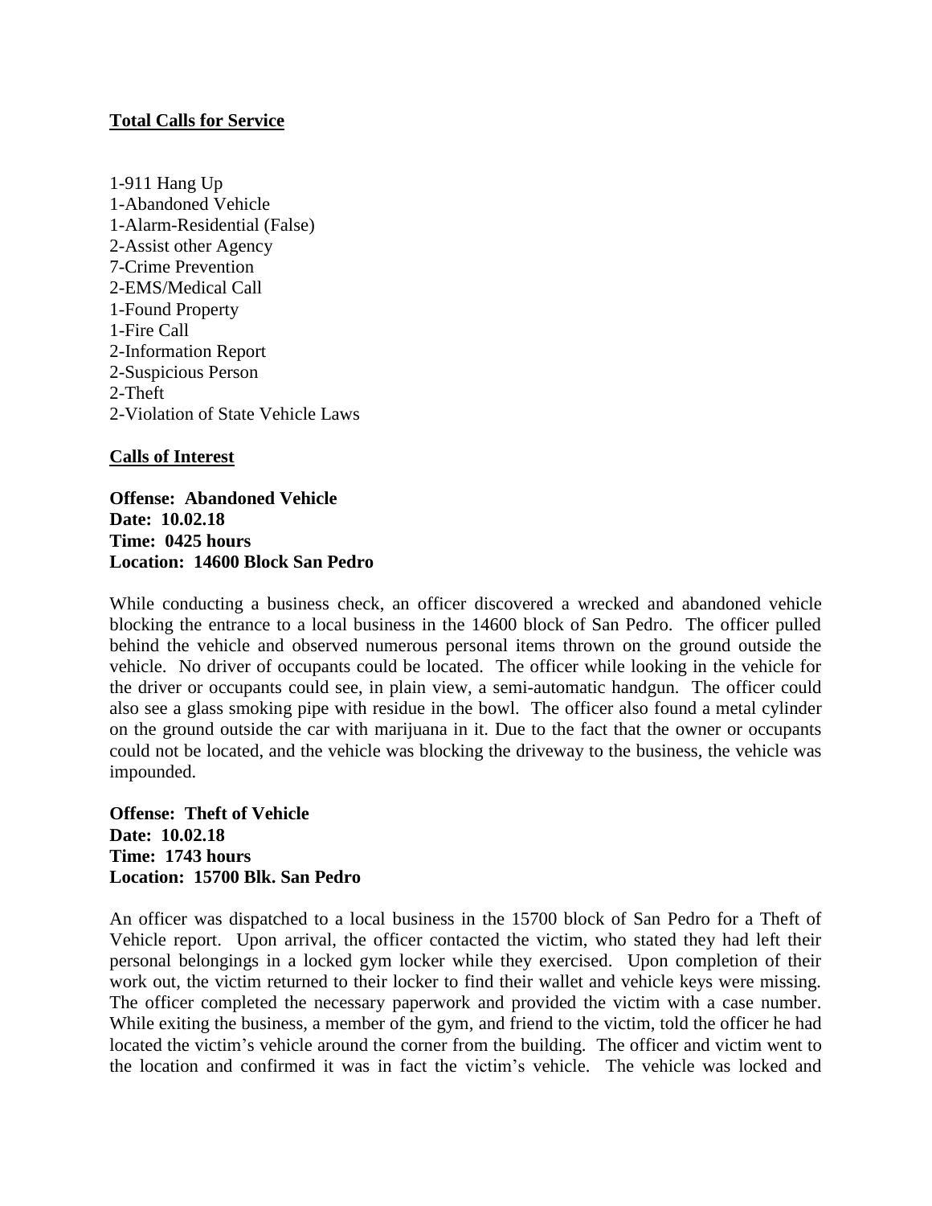**Total Calls for Service**

1-911 Hang Up
1-Abandoned Vehicle
1-Alarm-Residential (False)
2-Assist other Agency
7-Crime Prevention
2-EMS/Medical Call
1-Found Property
1-Fire Call
2-Information Report
2-Suspicious Person
2-Theft
2-Violation of State Vehicle Laws

**Calls of Interest**

**Offense: Abandoned Vehicle**
**Date: 10.02.18**
**Time: 0425 hours**
**Location: 14600 Block San Pedro**

While conducting a business check, an officer discovered a wrecked and abandoned vehicle blocking the entrance to a local business in the 14600 block of San Pedro. The officer pulled behind the vehicle and observed numerous personal items thrown on the ground outside the vehicle. No driver of occupants could be located. The officer while looking in the vehicle for the driver or occupants could see, in plain view, a semi-automatic handgun. The officer could also see a glass smoking pipe with residue in the bowl. The officer also found a metal cylinder on the ground outside the car with marijuana in it. Due to the fact that the owner or occupants could not be located, and the vehicle was blocking the driveway to the business, the vehicle was impounded.

**Offense: Theft of Vehicle**
**Date: 10.02.18**
**Time: 1743 hours**
**Location: 15700 Blk. San Pedro**

An officer was dispatched to a local business in the 15700 block of San Pedro for a Theft of Vehicle report. Upon arrival, the officer contacted the victim, who stated they had left their personal belongings in a locked gym locker while they exercised. Upon completion of their work out, the victim returned to their locker to find their wallet and vehicle keys were missing. The officer completed the necessary paperwork and provided the victim with a case number. While exiting the business, a member of the gym, and friend to the victim, told the officer he had located the victim's vehicle around the corner from the building. The officer and victim went to the location and confirmed it was in fact the victim's vehicle. The vehicle was locked and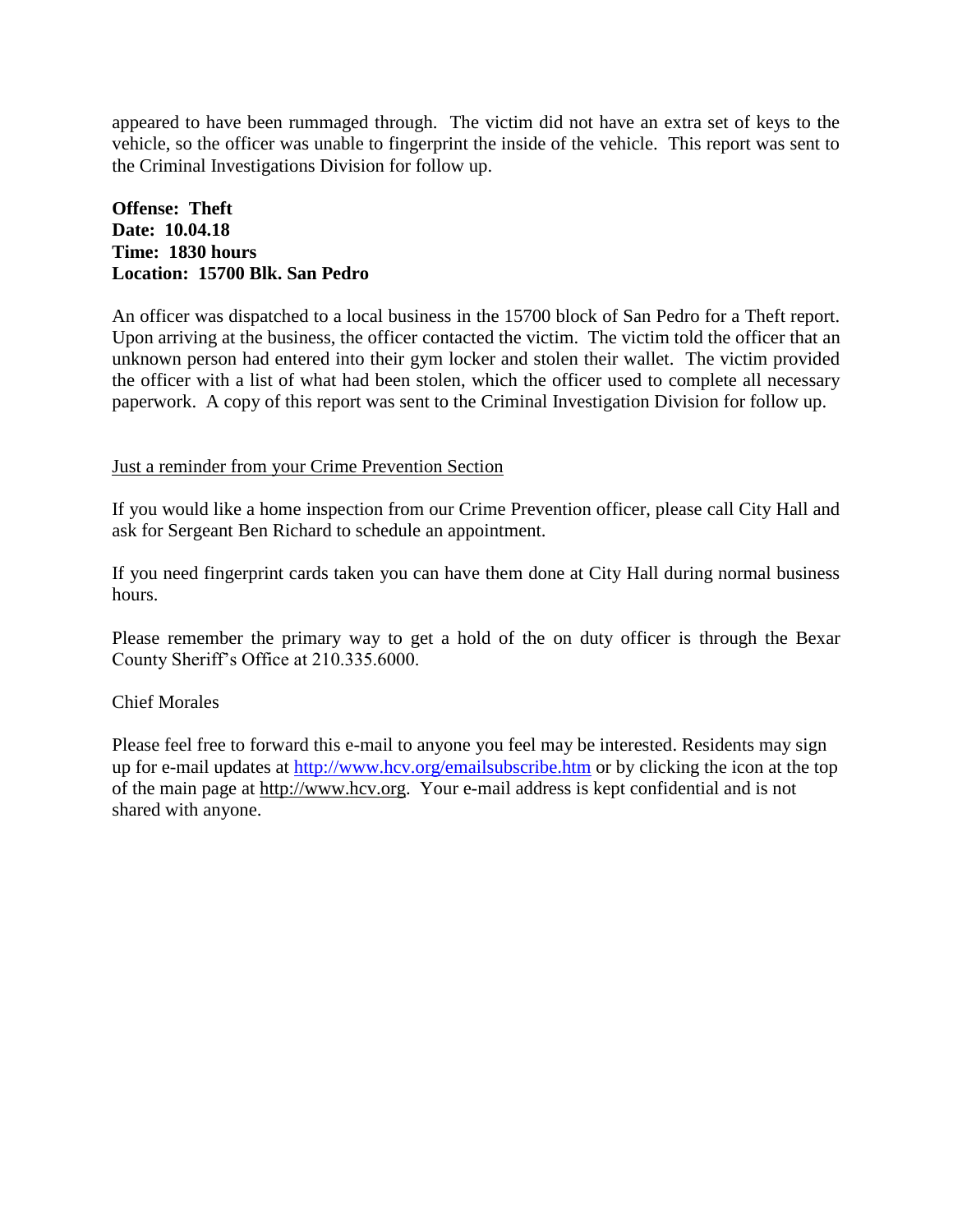appeared to have been rummaged through. The victim did not have an extra set of keys to the vehicle, so the officer was unable to fingerprint the inside of the vehicle. This report was sent to the Criminal Investigations Division for follow up.

**Offense: Theft**
**Date: 10.04.18**
**Time: 1830 hours**
**Location: 15700 Blk. San Pedro**

An officer was dispatched to a local business in the 15700 block of San Pedro for a Theft report. Upon arriving at the business, the officer contacted the victim. The victim told the officer that an unknown person had entered into their gym locker and stolen their wallet. The victim provided the officer with a list of what had been stolen, which the officer used to complete all necessary paperwork. A copy of this report was sent to the Criminal Investigation Division for follow up.

<u>Just a reminder from your Crime Prevention Section</u>

If you would like a home inspection from our Crime Prevention officer, please call City Hall and ask for Sergeant Ben Richard to schedule an appointment.

If you need fingerprint cards taken you can have them done at City Hall during normal business hours.

Please remember the primary way to get a hold of the on duty officer is through the Bexar County Sheriff's Office at 210.335.6000.

Chief Morales

Please feel free to forward this e-mail to anyone you feel may be interested. Residents may sign up for e-mail updates at http://www.hcv.org/emailsubscribe.htm or by clicking the icon at the top of the main page at http://www.hcv.org. Your e-mail address is kept confidential and is not shared with anyone.